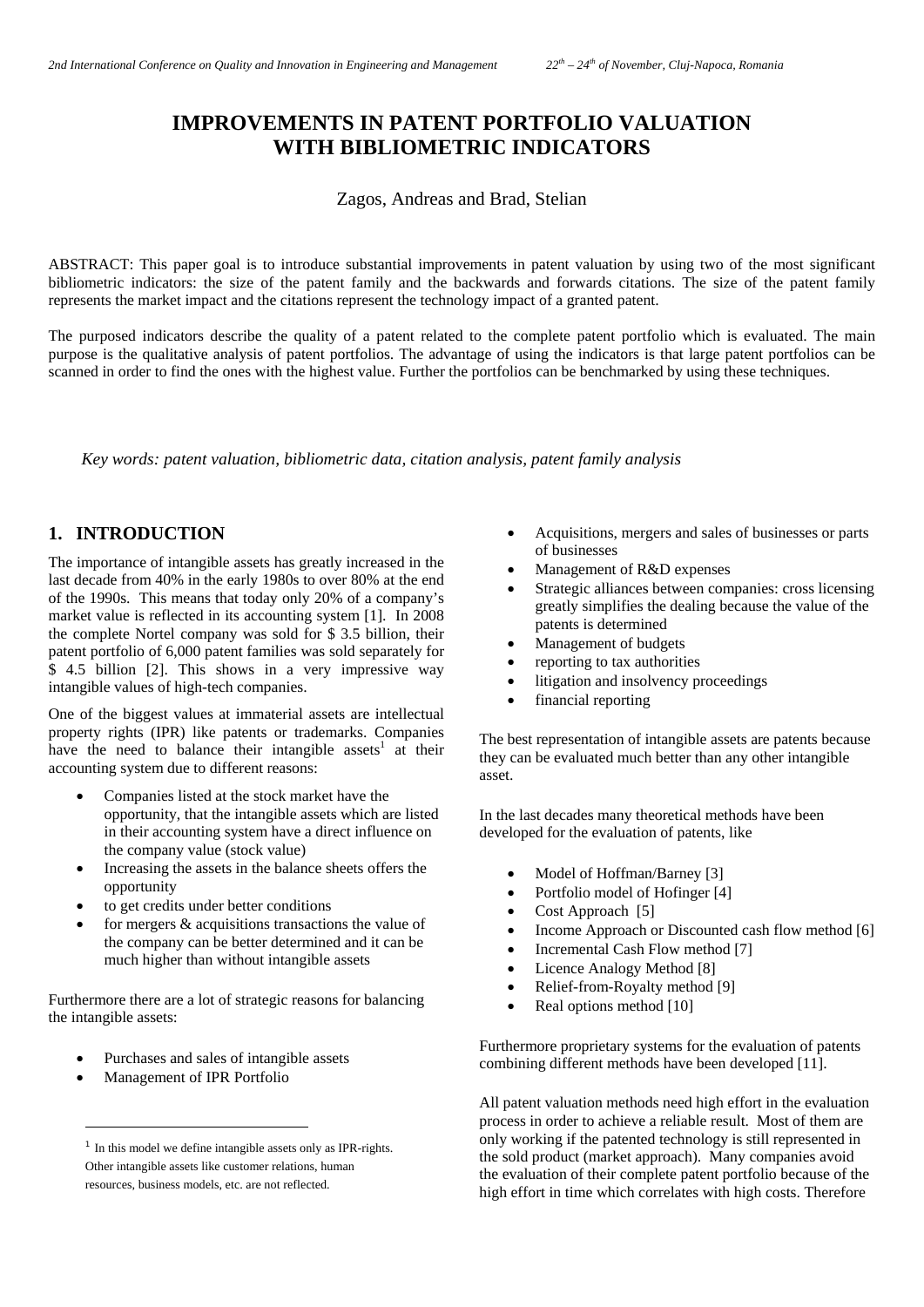# IMPROVEMENTS IN PATENT PORTFOLIO VALUATION WITH BIBLIOMETRIC INDICATORS

Zagos, Andreas and Brad, Stelian

ABSTRACT: This paper goal is to introduce substantial improvements in patent valuation by using two of the most significant bibliometric indicators: the size of the patent family and the backwards and forwards citations. The size of the patent family represents the market impact and the citations represent the technology impact of a granted patent.

The purposed indicators describe the quality of a patent related to the complete patent portfolio which is evaluated. The main purpose is the qualitative analysis of patent portfolios. The advantage of using the indicators is that large patent portfolios can be scanned in order to find the ones with the highest value. Further the portfolios can be benchmarked by using these techniques.

*Key words: patent valuation, bibliometric data, citation analysis, patent family analysis*

## 1. INTRODUCTION

The importance of intangible assets has greatly increased in the last decade from 40% in the early 1980s to over 80% at the end of the 1990s. This means that today only 20% of a company's market value is reflected in its accounting system [1]. In 2008 the complete Nortel company was sold for $ 3.5 billion, their patent portfolio of 6,000 patent families was sold separately for $ 4.5 billion [2]. This shows in a very impressive way intangible values of high-tech companies.

One of the biggest values at immaterial assets are intellectual property rights (IPR) like patents or trademarks. Companies have the need to balance their intangible assets[1] at their accounting system due to different reasons:

- Companies listed at the stock market have the opportunity, that the intangible assets which are listed in their accounting system have a direct influence on the company value (stock value)
- Increasing the assets in the balance sheets offers the opportunity
- to get credits under better conditions
- for mergers & acquisitions transactions the value of the company can be better determined and it can be much higher than without intangible assets

Furthermore there are a lot of strategic reasons for balancing the intangible assets:

- Purchases and sales of intangible assets
- Management of IPR Portfolio
- Acquisitions, mergers and sales of businesses or parts of businesses
- Management of R&D expenses
- Strategic alliances between companies: cross licensing greatly simplifies the dealing because the value of the patents is determined
- Management of budgets
- reporting to tax authorities
- litigation and insolvency proceedings
- financial reporting

The best representation of intangible assets are patents because they can be evaluated much better than any other intangible asset.

In the last decades many theoretical methods have been developed for the evaluation of patents, like

- Model of Hoffman/Barney [3]
- Portfolio model of Hofinger [4]
- Cost Approach [5]
- Income Approach or Discounted cash flow method [6]
- Incremental Cash Flow method [7]
- Licence Analogy Method [8]
- Relief-from-Royalty method [9]
- Real options method [10]

Furthermore proprietary systems for the evaluation of patents combining different methods have been developed [11].

All patent valuation methods need high effort in the evaluation process in order to achieve a reliable result. Most of them are only working if the patented technology is still represented in the sold product (market approach). Many companies avoid the evaluation of their complete patent portfolio because of the high effort in time which correlates with high costs. Therefore

[1] In this model we define intangible assets only as IPR-rights. Other intangible assets like customer relations, human resources, business models, etc. are not reflected.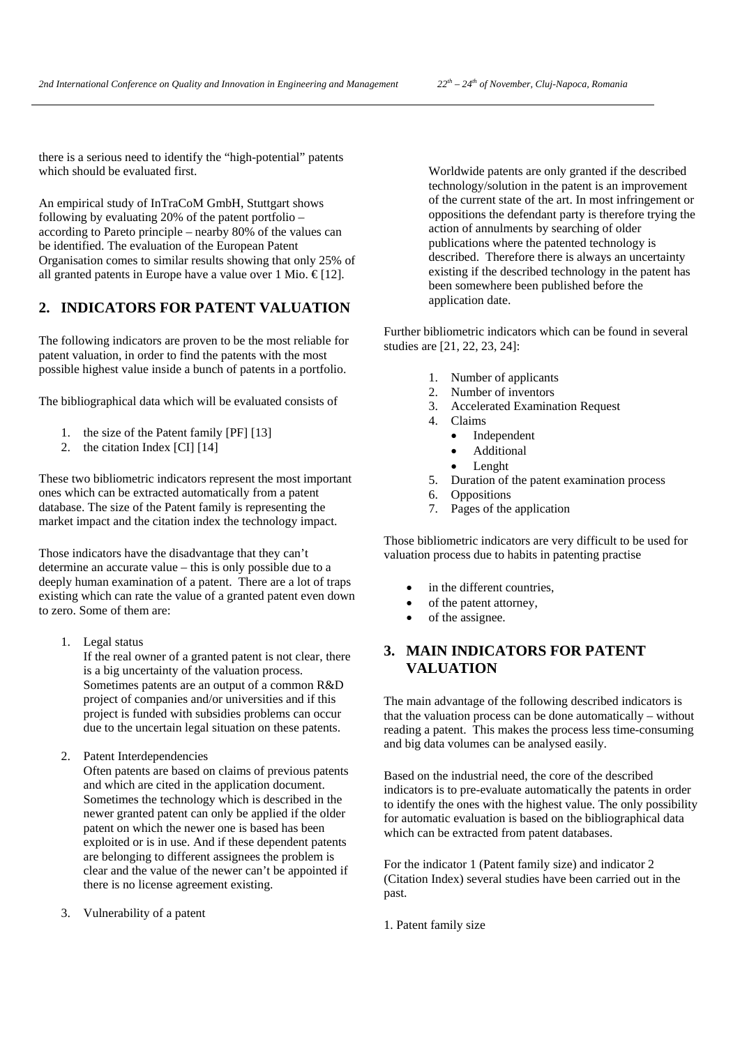there is a serious need to identify the "high-potential" patents which should be evaluated first.

An empirical study of InTraCoM GmbH, Stuttgart shows following by evaluating 20% of the patent portfolio – according to Pareto principle – nearby 80% of the values can be identified. The evaluation of the European Patent Organisation comes to similar results showing that only 25% of all granted patents in Europe have a value over 1 Mio. € [12].

## 2. INDICATORS FOR PATENT VALUATION

The following indicators are proven to be the most reliable for patent valuation, in order to find the patents with the most possible highest value inside a bunch of patents in a portfolio.

The bibliographical data which will be evaluated consists of

1. the size of the Patent family [PF] [13]
2. the citation Index [CI] [14]

These two bibliometric indicators represent the most important ones which can be extracted automatically from a patent database. The size of the Patent family is representing the market impact and the citation index the technology impact.

Those indicators have the disadvantage that they can't determine an accurate value – this is only possible due to a deeply human examination of a patent. There are a lot of traps existing which can rate the value of a granted patent even down to zero. Some of them are:

1. Legal status
   If the real owner of a granted patent is not clear, there is a big uncertainty of the valuation process. Sometimes patents are an output of a common R&D project of companies and/or universities and if this project is funded with subsidies problems can occur due to the uncertain legal situation on these patents.

2. Patent Interdependencies
   Often patents are based on claims of previous patents and which are cited in the application document. Sometimes the technology which is described in the newer granted patent can only be applied if the older patent on which the newer one is based has been exploited or is in use. And if these dependent patents are belonging to different assignees the problem is clear and the value of the newer can't be appointed if there is no license agreement existing.

3. Vulnerability of a patent
   Worldwide patents are only granted if the described technology/solution in the patent is an improvement of the current state of the art. In most infringement or oppositions the defendant party is therefore trying the action of annulments by searching of older publications where the patented technology is described. Therefore there is always an uncertainty existing if the described technology in the patent has been somewhere been published before the application date.

Further bibliometric indicators which can be found in several studies are [21, 22, 23, 24]:

1. Number of applicants
2. Number of inventors
3. Accelerated Examination Request
4. Claims
   - Independent
   - Additional
   - Lenght
5. Duration of the patent examination process
6. Oppositions
7. Pages of the application

Those bibliometric indicators are very difficult to be used for valuation process due to habits in patenting practise

- in the different countries,
- of the patent attorney,
- of the assignee.

## 3. MAIN INDICATORS FOR PATENT VALUATION

The main advantage of the following described indicators is that the valuation process can be done automatically – without reading a patent. This makes the process less time-consuming and big data volumes can be analysed easily.

Based on the industrial need, the core of the described indicators is to pre-evaluate automatically the patents in order to identify the ones with the highest value. The only possibility for automatic evaluation is based on the bibliographical data which can be extracted from patent databases.

For the indicator 1 (Patent family size) and indicator 2 (Citation Index) several studies have been carried out in the past.

1. Patent family size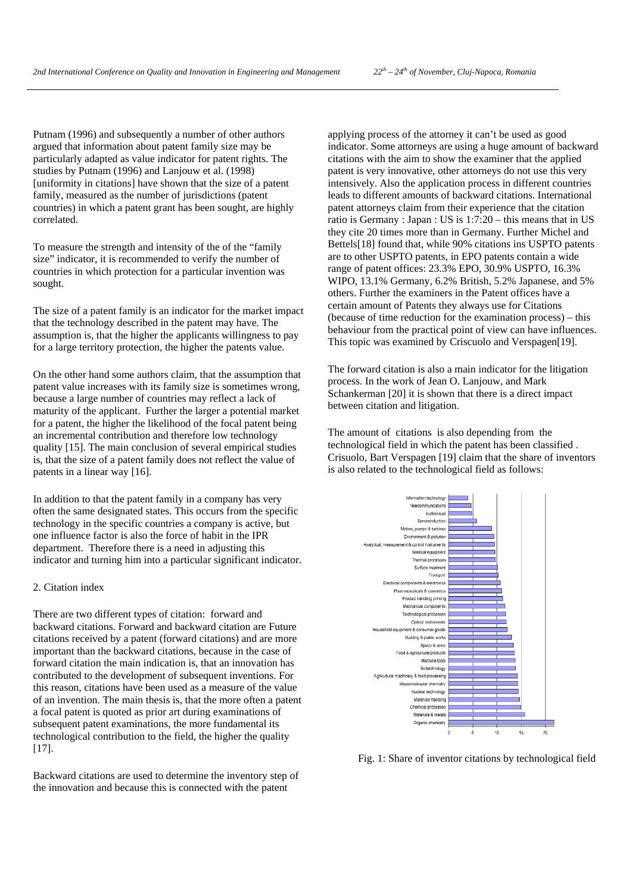Putnam (1996) and subsequently a number of other authors argued that information about patent family size may be particularly adapted as value indicator for patent rights. The studies by Putnam (1996) and Lanjouw et al. (1998) [uniformity in citations] have shown that the size of a patent family, measured as the number of jurisdictions (patent countries) in which a patent grant has been sought, are highly correlated.

To measure the strength and intensity of the of the "family size" indicator, it is recommended to verify the number of countries in which protection for a particular invention was sought.

The size of a patent family is an indicator for the market impact that the technology described in the patent may have. The assumption is, that the higher the applicants willingness to pay for a large territory protection, the higher the patents value.

On the other hand some authors claim, that the assumption that patent value increases with its family size is sometimes wrong, because a large number of countries may reflect a lack of maturity of the applicant. Further the larger a potential market for a patent, the higher the likelihood of the focal patent being an incremental contribution and therefore low technology quality [15]. The main conclusion of several empirical studies is, that the size of a patent family does not reflect the value of patents in a linear way [16].

In addition to that the patent family in a company has very often the same designated states. This occurs from the specific technology in the specific countries a company is active, but one influence factor is also the force of habit in the IPR department. Therefore there is a need in adjusting this indicator and turning him into a particular significant indicator.

## 2. Citation index

There are two different types of citation: forward and backward citations. Forward and backward citation are Future citations received by a patent (forward citations) and are more important than the backward citations, because in the case of forward citation the main indication is, that an innovation has contributed to the development of subsequent inventions. For this reason, citations have been used as a measure of the value of an invention. The main thesis is, that the more often a patent a focal patent is quoted as prior art during examinations of subsequent patent examinations, the more fundamental its technological contribution to the field, the higher the quality [17].

Backward citations are used to determine the inventory step of the innovation and because this is connected with the patent applying process of the attorney it can't be used as good indicator. Some attorneys are using a huge amount of backward citations with the aim to show the examiner that the applied patent is very innovative, other attorneys do not use this very intensively. Also the application process in different countries leads to different amounts of backward citations. International patent attorneys claim from their experience that the citation ratio is Germany : Japan : US is 1:7:20 – this means that in US they cite 20 times more than in Germany. Further Michel and Bettels[18] found that, while 90% citations ins USPTO patents are to other USPTO patents, in EPO patents contain a wide range of patent offices: 23.3% EPO, 30.9% USPTO, 16.3% WIPO, 13.1% Germany, 6.2% British, 5.2% Japanese, and 5% others. Further the examiners in the Patent offices have a certain amount of Patents they always use for Citations (because of time reduction for the examination process) – this behaviour from the practical point of view can have influences. This topic was examined by Criscuolo and Verspagen[19].

The forward citation is also a main indicator for the litigation process. In the work of Jean O. Lanjouw, and Mark Schankerman [20] it is shown that there is a direct impact between citation and litigation.

The amount of citations is also depending from the technological field in which the patent has been classified . Crisuolo, Bart Verspagen [19] claim that the share of inventors is also related to the technological field as follows:

Fig. 1: Share of inventor citations by technological field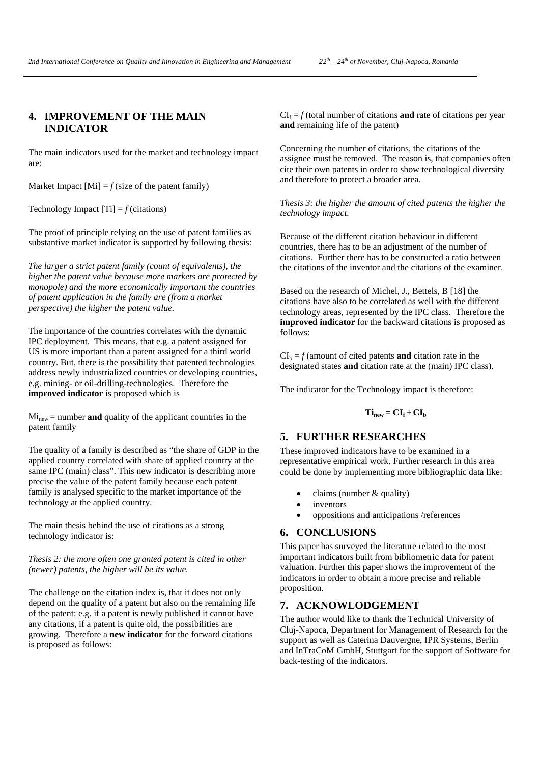## 4. IMPROVEMENT OF THE MAIN INDICATOR

The main indicators used for the market and technology impact are:

Market Impact [Mi] = *f* (size of the patent family)

Technology Impact [Ti] = *f* (citations)

The proof of principle relying on the use of patent families as substantive market indicator is supported by following thesis:

*The larger a strict patent family (count of equivalents), the higher the patent value because more markets are protected by monopole) and the more economically important the countries of patent application in the family are (from a market perspective) the higher the patent value.*

The importance of the countries correlates with the dynamic IPC deployment. This means, that e.g. a patent assigned for US is more important than a patent assigned for a third world country. But, there is the possibility that patented technologies address newly industrialized countries or developing countries, e.g. mining- or oil-drilling-technologies. Therefore the **improved indicator** is proposed which is

$Mi_{new}$ = number **and** quality of the applicant countries in the patent family

The quality of a family is described as "the share of GDP in the applied country correlated with share of applied country at the same IPC (main) class". This new indicator is describing more precise the value of the patent family because each patent family is analysed specific to the market importance of the technology at the applied country.

The main thesis behind the use of citations as a strong technology indicator is:

*Thesis 2: the more often one granted patent is cited in other (newer) patents, the higher will be its value.*

The challenge on the citation index is, that it does not only depend on the quality of a patent but also on the remaining life of the patent: e.g. if a patent is newly published it cannot have any citations, if a patent is quite old, the possibilities are growing. Therefore a **new indicator** for the forward citations is proposed as follows:

$CI_f$ = *f* (total number of citations **and** rate of citations per year **and** remaining life of the patent)

Concerning the number of citations, the citations of the assignee must be removed. The reason is, that companies often cite their own patents in order to show technological diversity and therefore to protect a broader area.

*Thesis 3: the higher the amount of cited patents the higher the technology impact.*

Because of the different citation behaviour in different countries, there has to be an adjustment of the number of citations. Further there has to be constructed a ratio between the citations of the inventor and the citations of the examiner.

Based on the research of Michel, J., Bettels, B [18] the citations have also to be correlated as well with the different technology areas, represented by the IPC class. Therefore the **improved indicator** for the backward citations is proposed as follows:

$CI_b$ = *f* (amount of cited patents **and** citation rate in the designated states **and** citation rate at the (main) IPC class).

The indicator for the Technology impact is therefore:

$$\mathbf{Ti_{new} = CI_f + CI_b}$$

## 5. FURTHER RESEARCHES

These improved indicators have to be examined in a representative empirical work. Further research in this area could be done by implementing more bibliographic data like:

- claims (number & quality)
- inventors
- oppositions and anticipations /references

## 6. CONCLUSIONS

This paper has surveyed the literature related to the most important indicators built from bibliometric data for patent valuation. Further this paper shows the improvement of the indicators in order to obtain a more precise and reliable proposition.

## 7. ACKNOWLODGEMENT

The author would like to thank the Technical University of Cluj-Napoca, Department for Management of Research for the support as well as Caterina Dauvergne, IPR Systems, Berlin and InTraCoM GmbH, Stuttgart for the support of Software for back-testing of the indicators.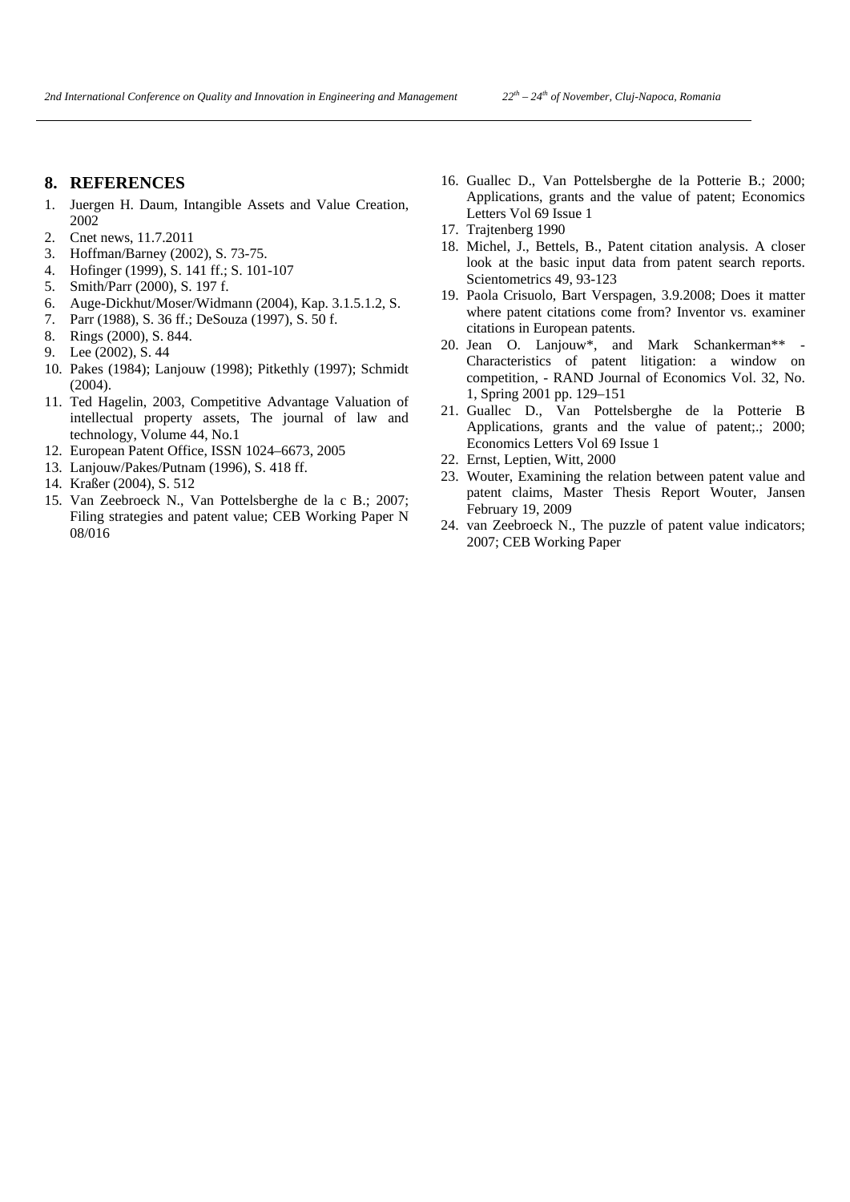## 8. REFERENCES

1. Juergen H. Daum, Intangible Assets and Value Creation, 2002
2. Cnet news, 11.7.2011
3. Hoffman/Barney (2002), S. 73-75.
4. Hofinger (1999), S. 141 ff.; S. 101-107
5. Smith/Parr (2000), S. 197 f.
6. Auge-Dickhut/Moser/Widmann (2004), Kap. 3.1.5.1.2, S.
7. Parr (1988), S. 36 ff.; DeSouza (1997), S. 50 f.
8. Rings (2000), S. 844.
9. Lee (2002), S. 44
10. Pakes (1984); Lanjouw (1998); Pitkethly (1997); Schmidt (2004).
11. Ted Hagelin, 2003, Competitive Advantage Valuation of intellectual property assets, The journal of law and technology, Volume 44, No.1
12. European Patent Office, ISSN 1024–6673, 2005
13. Lanjouw/Pakes/Putnam (1996), S. 418 ff.
14. Kraßer (2004), S. 512
15. Van Zeebroeck N., Van Pottelsberghe de la c B.; 2007; Filing strategies and patent value; CEB Working Paper N 08/016
16. Guallec D., Van Pottelsberghe de la Potterie B.; 2000; Applications, grants and the value of patent; Economics Letters Vol 69 Issue 1
17. Trajtenberg 1990
18. Michel, J., Bettels, B., Patent citation analysis. A closer look at the basic input data from patent search reports. Scientometrics 49, 93-123
19. Paola Crisuolo, Bart Verspagen, 3.9.2008; Does it matter where patent citations come from? Inventor vs. examiner citations in European patents.
20. Jean O. Lanjouw*, and Mark Schankerman** - Characteristics of patent litigation: a window on competition, - RAND Journal of Economics Vol. 32, No. 1, Spring 2001 pp. 129–151
21. Guallec D., Van Pottelsberghe de la Potterie B Applications, grants and the value of patent;.; 2000; Economics Letters Vol 69 Issue 1
22. Ernst, Leptien, Witt, 2000
23. Wouter, Examining the relation between patent value and patent claims, Master Thesis Report Wouter, Jansen February 19, 2009
24. van Zeebroeck N., The puzzle of patent value indicators; 2007; CEB Working Paper